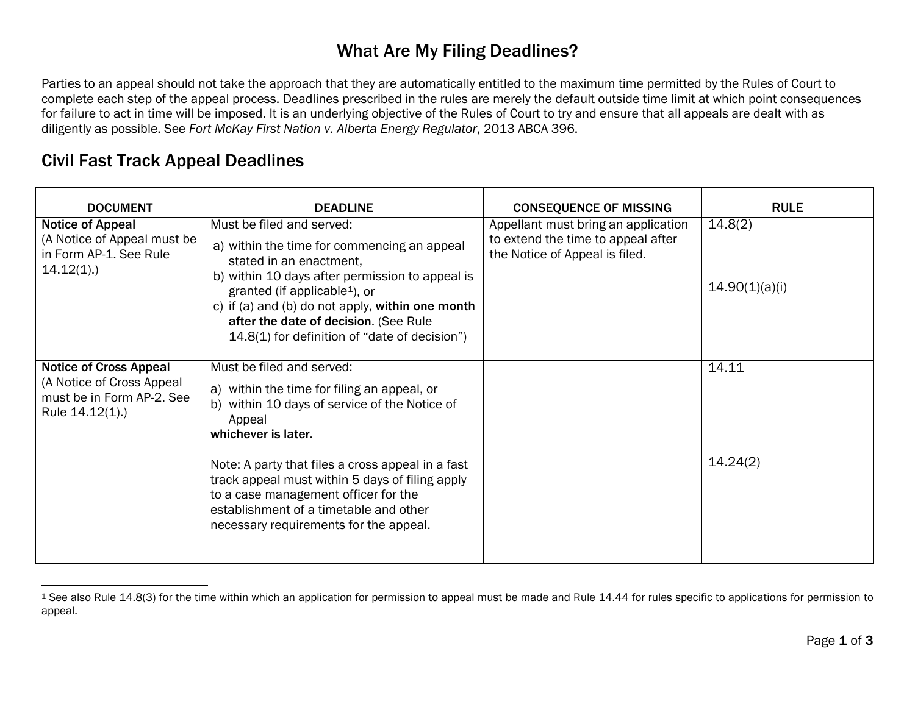# What Are My Filing Deadlines?

Parties to an appeal should not take the approach that they are automatically entitled to the maximum time permitted by the Rules of Court to complete each step of the appeal process. Deadlines prescribed in the rules are merely the default outside time limit at which point consequences for failure to act in time will be imposed. It is an underlying objective of the Rules of Court to try and ensure that all appeals are dealt with as diligently as possible. See *Fort McKay First Nation v. Alberta Energy Regulator*, 2013 ABCA 396.

## Civil Fast Track Appeal Deadlines

| DOCUMENT | DEADLINE | CONSEQUENCE OF MISSING | RULE |
|---|---|---|---|
| **Notice of Appeal** (A Notice of Appeal must be in Form AP-1. See Rule 14.12(1).) | Must be filed and served:<br>a) within the time for commencing an appeal stated in an enactment,<br>b) within 10 days after permission to appeal is granted (if applicable[1]), or<br>c) if (a) and (b) do not apply, **within one month after the date of decision**. (See Rule 14.8(1) for definition of "date of decision") | Appellant must bring an application to extend the time to appeal after the Notice of Appeal is filed. | 14.8(2)<br><br>14.90(1)(a)(i) |
| **Notice of Cross Appeal** (A Notice of Cross Appeal must be in Form AP-2. See Rule 14.12(1).) | Must be filed and served:<br>a) within the time for filing an appeal, or<br>b) within 10 days of service of the Notice of Appeal<br>**whichever is later.**<br><br>Note: A party that files a cross appeal in a fast track appeal must within 5 days of filing apply to a case management officer for the establishment of a timetable and other necessary requirements for the appeal. | | 14.11<br><br>14.24(2) |

[1] See also Rule 14.8(3) for the time within which an application for permission to appeal must be made and Rule 14.44 for rules specific to applications for permission to appeal.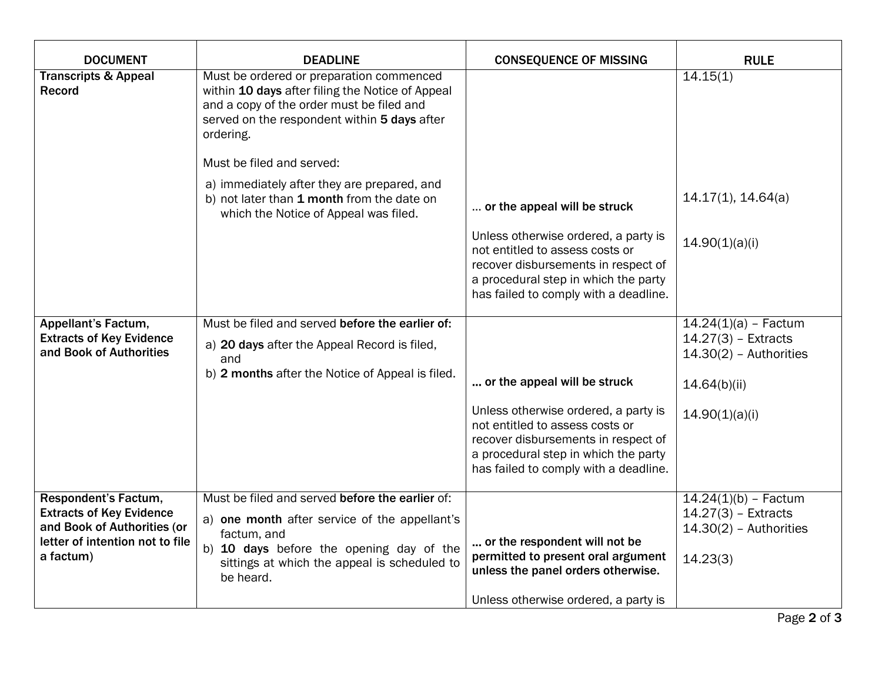| DOCUMENT | DEADLINE | CONSEQUENCE OF MISSING | RULE |
|---|---|---|---|
| **Transcripts & Appeal Record** | Must be ordered or preparation commenced within **10 days** after filing the Notice of Appeal and a copy of the order must be filed and served on the respondent within **5 days** after ordering.<br><br>Must be filed and served:<br>a) immediately after they are prepared, and<br>b) not later than **1 month** from the date on which the Notice of Appeal was filed. | **… or the appeal will be struck**<br><br>Unless otherwise ordered, a party is not entitled to assess costs or recover disbursements in respect of a procedural step in which the party has failed to comply with a deadline. | 14.15(1)<br><br>14.17(1), 14.64(a)<br><br>14.90(1)(a)(i) |
| **Appellant's Factum, Extracts of Key Evidence and Book of Authorities** | Must be filed and served **before the earlier of:**<br>a) **20 days** after the Appeal Record is filed, and<br>b) **2 months** after the Notice of Appeal is filed. | **… or the appeal will be struck**<br><br>Unless otherwise ordered, a party is not entitled to assess costs or recover disbursements in respect of a procedural step in which the party has failed to comply with a deadline. | 14.24(1)(a) – Factum<br>14.27(3) – Extracts<br>14.30(2) – Authorities<br><br>14.64(b)(ii)<br><br>14.90(1)(a)(i) |
| **Respondent's Factum, Extracts of Key Evidence and Book of Authorities (or letter of intention not to file a factum)** | Must be filed and served **before the earlier** of:<br>a) **one month** after service of the appellant's factum, and<br>b) **10 days** before the opening day of the sittings at which the appeal is scheduled to be heard. | **… or the respondent will not be permitted to present oral argument unless the panel orders otherwise.**<br><br>Unless otherwise ordered, a party is | 14.24(1)(b) – Factum<br>14.27(3) – Extracts<br>14.30(2) – Authorities<br><br>14.23(3) |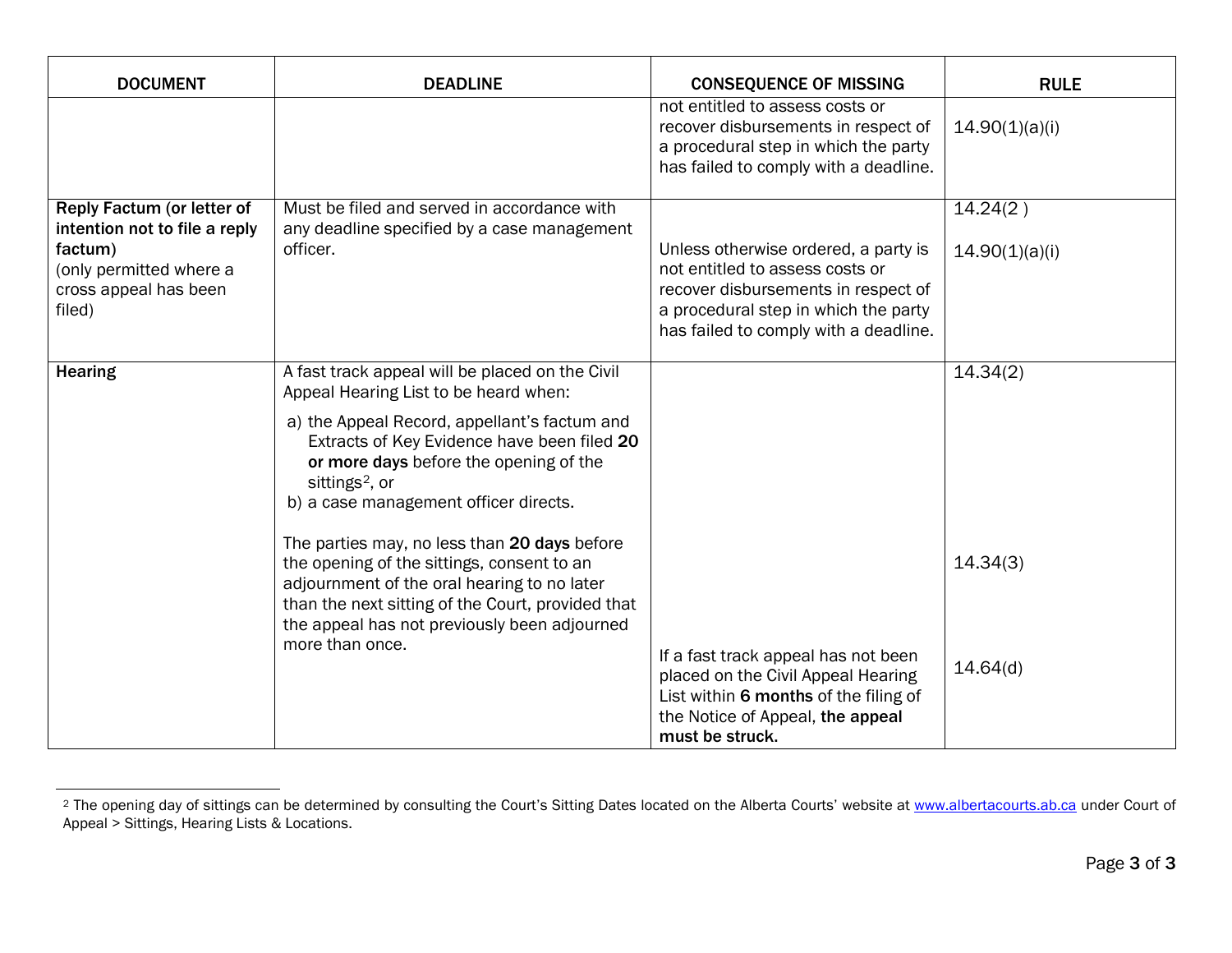| DOCUMENT | DEADLINE | CONSEQUENCE OF MISSING | RULE |
|---|---|---|---|
| | | not entitled to assess costs or recover disbursements in respect of a procedural step in which the party has failed to comply with a deadline. | 14.90(1)(a)(i) |
| **Reply Factum (or letter of intention not to file a reply factum)** (only permitted where a cross appeal has been filed) | Must be filed and served in accordance with any deadline specified by a case management officer. | Unless otherwise ordered, a party is not entitled to assess costs or recover disbursements in respect of a procedural step in which the party has failed to comply with a deadline. | 14.24(2 )<br><br>14.90(1)(a)(i) |
| **Hearing** | A fast track appeal will be placed on the Civil Appeal Hearing List to be heard when:<br>a) the Appeal Record, appellant's factum and Extracts of Key Evidence have been filed **20 or more days** before the opening of the sittings[2], or<br>b) a case management officer directs.<br><br>The parties may, no less than **20 days** before the opening of the sittings, consent to an adjournment of the oral hearing to no later than the next sitting of the Court, provided that the appeal has not previously been adjourned more than once. | If a fast track appeal has not been placed on the Civil Appeal Hearing List within **6 months** of the filing of the Notice of Appeal, **the appeal must be struck.** | 14.34(2)<br><br>14.34(3)<br><br>14.64(d) |

[2] The opening day of sittings can be determined by consulting the Court's Sitting Dates located on the Alberta Courts' website at www.albertacourts.ab.ca under Court of Appeal > Sittings, Hearing Lists & Locations.